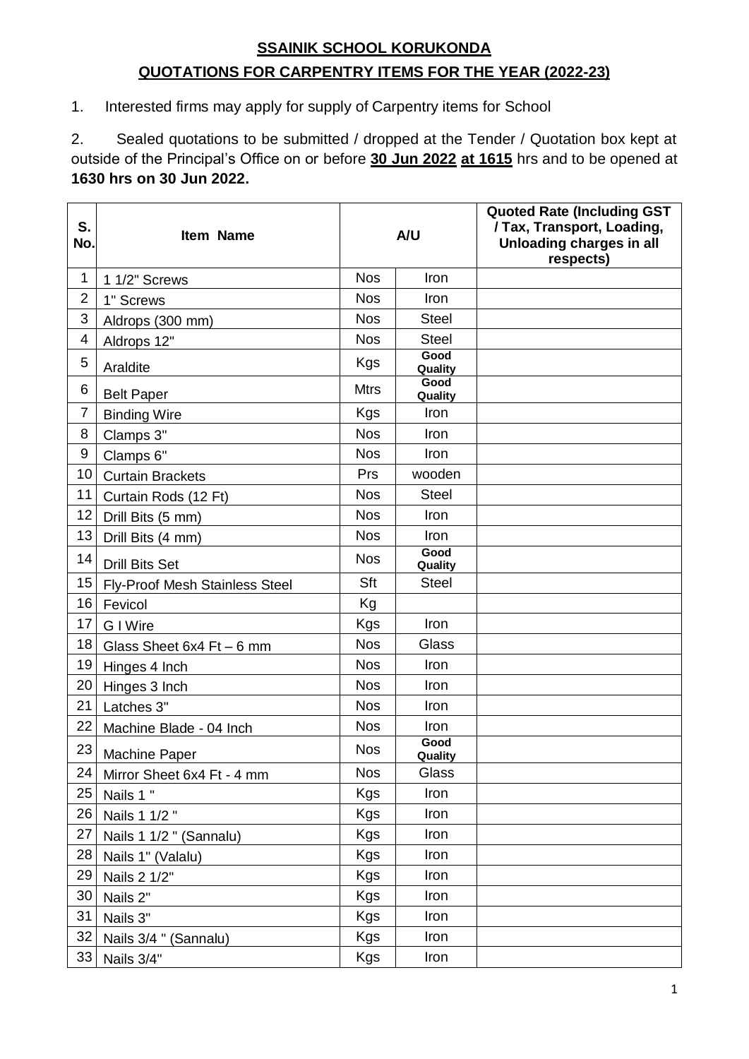## SSAINIK SCHOOL KORUKONDA

## QUOTATIONS FOR CARPENTRY ITEMS FOR THE YEAR (2022-23)

1. Interested firms may apply for supply of Carpentry items for School

2. Sealed quotations to be submitted / dropped at the Tender / Quotation box kept at outside of the Principal's Office on or before **30 Jun 2022 at 1615** hrs and to be opened at **1630 hrs on 30 Jun 2022.**

| S. No. | Item Name | A/U | | Quoted Rate (Including GST / Tax, Transport, Loading, Unloading charges in all respects) |
|---|---|---|---|---|
| 1 | 1 1/2" Screws | Nos | Iron | |
| 2 | 1" Screws | Nos | Iron | |
| 3 | Aldrops (300 mm) | Nos | Steel | |
| 4 | Aldrops 12" | Nos | Steel | |
| 5 | Araldite | Kgs | Good Quality | |
| 6 | Belt Paper | Mtrs | Good Quality | |
| 7 | Binding Wire | Kgs | Iron | |
| 8 | Clamps 3" | Nos | Iron | |
| 9 | Clamps 6" | Nos | Iron | |
| 10 | Curtain Brackets | Prs | wooden | |
| 11 | Curtain Rods (12 Ft) | Nos | Steel | |
| 12 | Drill Bits (5 mm) | Nos | Iron | |
| 13 | Drill Bits (4 mm) | Nos | Iron | |
| 14 | Drill Bits Set | Nos | Good Quality | |
| 15 | Fly-Proof Mesh Stainless Steel | Sft | Steel | |
| 16 | Fevicol | Kg | | |
| 17 | G I Wire | Kgs | Iron | |
| 18 | Glass Sheet 6x4 Ft – 6 mm | Nos | Glass | |
| 19 | Hinges 4 Inch | Nos | Iron | |
| 20 | Hinges 3 Inch | Nos | Iron | |
| 21 | Latches 3" | Nos | Iron | |
| 22 | Machine Blade - 04 Inch | Nos | Iron | |
| 23 | Machine Paper | Nos | Good Quality | |
| 24 | Mirror Sheet 6x4 Ft - 4 mm | Nos | Glass | |
| 25 | Nails 1 " | Kgs | Iron | |
| 26 | Nails 1 1/2 " | Kgs | Iron | |
| 27 | Nails 1 1/2 " (Sannalu) | Kgs | Iron | |
| 28 | Nails 1" (Valalu) | Kgs | Iron | |
| 29 | Nails 2 1/2" | Kgs | Iron | |
| 30 | Nails 2" | Kgs | Iron | |
| 31 | Nails 3" | Kgs | Iron | |
| 32 | Nails 3/4 " (Sannalu) | Kgs | Iron | |
| 33 | Nails 3/4" | Kgs | Iron | |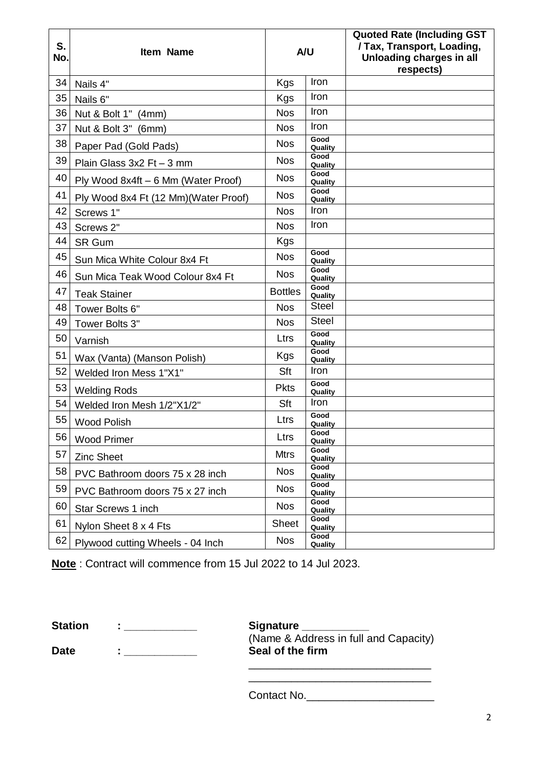| S. No. | Item Name | A/U | | Quoted Rate (Including GST / Tax, Transport, Loading, Unloading charges in all respects) |
|---|---|---|---|---|
| 34 | Nails 4" | Kgs | Iron | |
| 35 | Nails 6" | Kgs | Iron | |
| 36 | Nut & Bolt 1" (4mm) | Nos | Iron | |
| 37 | Nut & Bolt 3" (6mm) | Nos | Iron | |
| 38 | Paper Pad (Gold Pads) | Nos | Good Quality | |
| 39 | Plain Glass 3x2 Ft – 3 mm | Nos | Good Quality | |
| 40 | Ply Wood 8x4ft – 6 Mm (Water Proof) | Nos | Good Quality | |
| 41 | Ply Wood 8x4 Ft (12 Mm)(Water Proof) | Nos | Good Quality | |
| 42 | Screws 1" | Nos | Iron | |
| 43 | Screws 2" | Nos | Iron | |
| 44 | SR Gum | Kgs | | |
| 45 | Sun Mica White Colour 8x4 Ft | Nos | Good Quality | |
| 46 | Sun Mica Teak Wood Colour 8x4 Ft | Nos | Good Quality | |
| 47 | Teak Stainer | Bottles | Good Quality | |
| 48 | Tower Bolts 6" | Nos | Steel | |
| 49 | Tower Bolts 3" | Nos | Steel | |
| 50 | Varnish | Ltrs | Good Quality | |
| 51 | Wax (Vanta) (Manson Polish) | Kgs | Good Quality | |
| 52 | Welded Iron Mess 1"X1" | Sft | Iron | |
| 53 | Welding Rods | Pkts | Good Quality | |
| 54 | Welded Iron Mesh 1/2"X1/2" | Sft | Iron | |
| 55 | Wood Polish | Ltrs | Good Quality | |
| 56 | Wood Primer | Ltrs | Good Quality | |
| 57 | Zinc Sheet | Mtrs | Good Quality | |
| 58 | PVC Bathroom doors 75 x 28 inch | Nos | Good Quality | |
| 59 | PVC Bathroom doors 75 x 27 inch | Nos | Good Quality | |
| 60 | Star Screws 1 inch | Nos | Good Quality | |
| 61 | Nylon Sheet 8 x 4 Fts | Sheet | Good Quality | |
| 62 | Plywood cutting Wheels - 04 Inch | Nos | Good Quality | |

**Note** : Contract will commence from 15 Jul 2022 to 14 Jul 2023.

**Station** : ____________

**Date** : ____________

**Signature** ___________
(Name & Address in full and Capacity)
**Seal of the firm**

______________________________
______________________________

Contact No.____________________